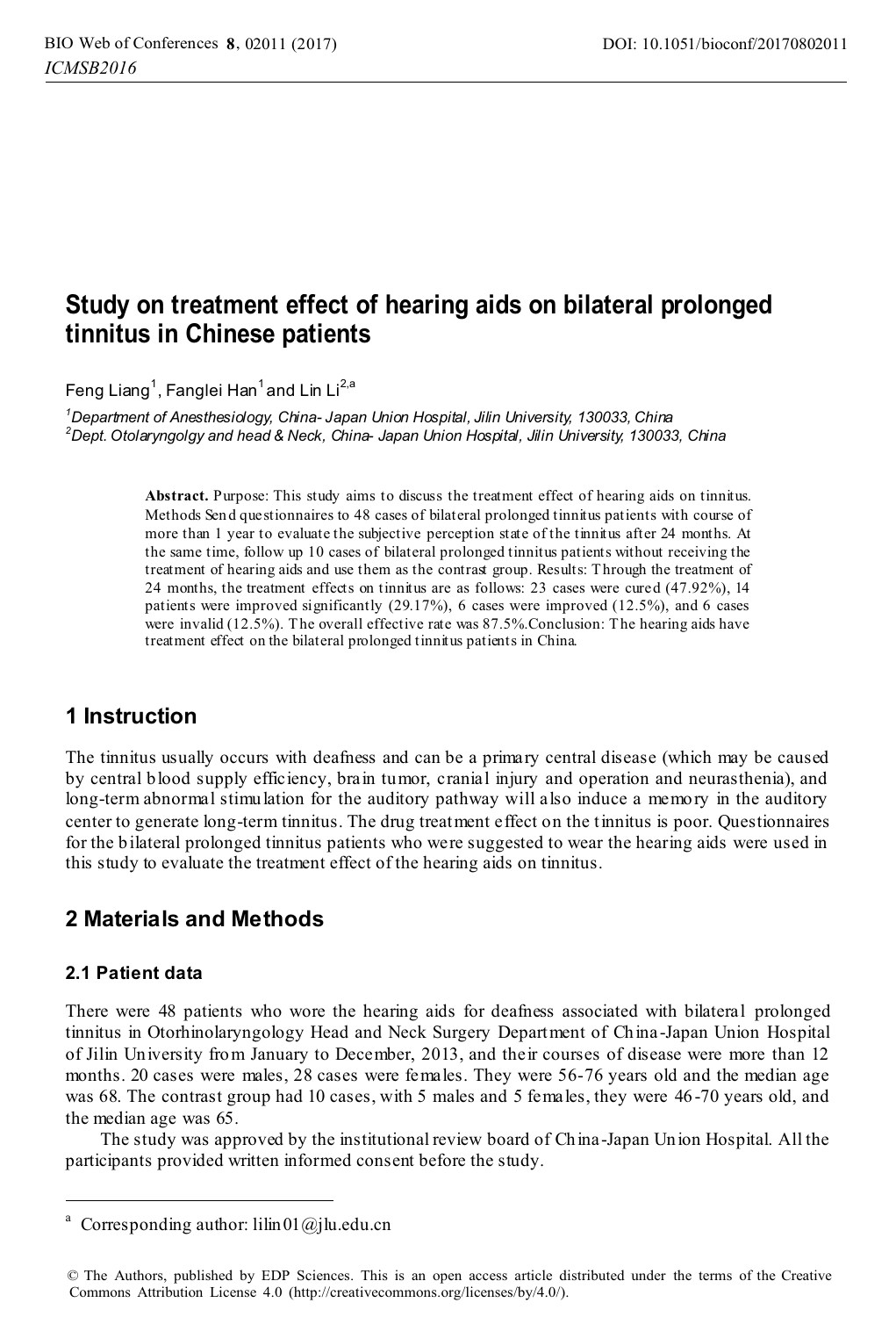# Study on treatment effect of hearing aids on bilateral prolonged tinnitus in Chinese patients

Feng Liang[1], Fanglei Han[1] and Lin Li[2,a]

[1]*Department of Anesthesiology, China- Japan Union Hospital, Jilin University, 130033, China*
[2]*Dept. Otolaryngolgy and head & Neck, China- Japan Union Hospital, Jilin University, 130033, China*

**Abstract.** Purpose: This study aims to discuss the treatment effect of hearing aids on tinnitus. Methods Send questionnaires to 48 cases of bilateral prolonged tinnitus patients with course of more than 1 year to evaluate the subjective perception state of the tinnitus after 24 months. At the same time, follow up 10 cases of bilateral prolonged tinnitus patients without receiving the treatment of hearing aids and use them as the contrast group. Results: Through the treatment of 24 months, the treatment effects on tinnitus are as follows: 23 cases were cured (47.92%), 14 patients were improved significantly (29.17%), 6 cases were improved (12.5%), and 6 cases were invalid (12.5%). The overall effective rate was 87.5%.Conclusion: The hearing aids have treatment effect on the bilateral prolonged tinnitus patients in China.

## 1 Instruction

The tinnitus usually occurs with deafness and can be a primary central disease (which may be caused by central blood supply efficiency, brain tumor, cranial injury and operation and neurasthenia), and long-term abnormal stimulation for the auditory pathway will also induce a memory in the auditory center to generate long-term tinnitus. The drug treatment effect on the tinnitus is poor. Questionnaires for the bilateral prolonged tinnitus patients who were suggested to wear the hearing aids were used in this study to evaluate the treatment effect of the hearing aids on tinnitus.

## 2 Materials and Methods

### 2.1 Patient data

There were 48 patients who wore the hearing aids for deafness associated with bilateral prolonged tinnitus in Otorhinolaryngology Head and Neck Surgery Department of China-Japan Union Hospital of Jilin University from January to December, 2013, and their courses of disease were more than 12 months. 20 cases were males, 28 cases were females. They were 56-76 years old and the median age was 68. The contrast group had 10 cases, with 5 males and 5 females, they were 46-70 years old, and the median age was 65.

The study was approved by the institutional review board of China-Japan Union Hospital. All the participants provided written informed consent before the study.

[a] Corresponding author: lilin01@jlu.edu.cn

© The Authors, published by EDP Sciences. This is an open access article distributed under the terms of the Creative Commons Attribution License 4.0 (http://creativecommons.org/licenses/by/4.0/).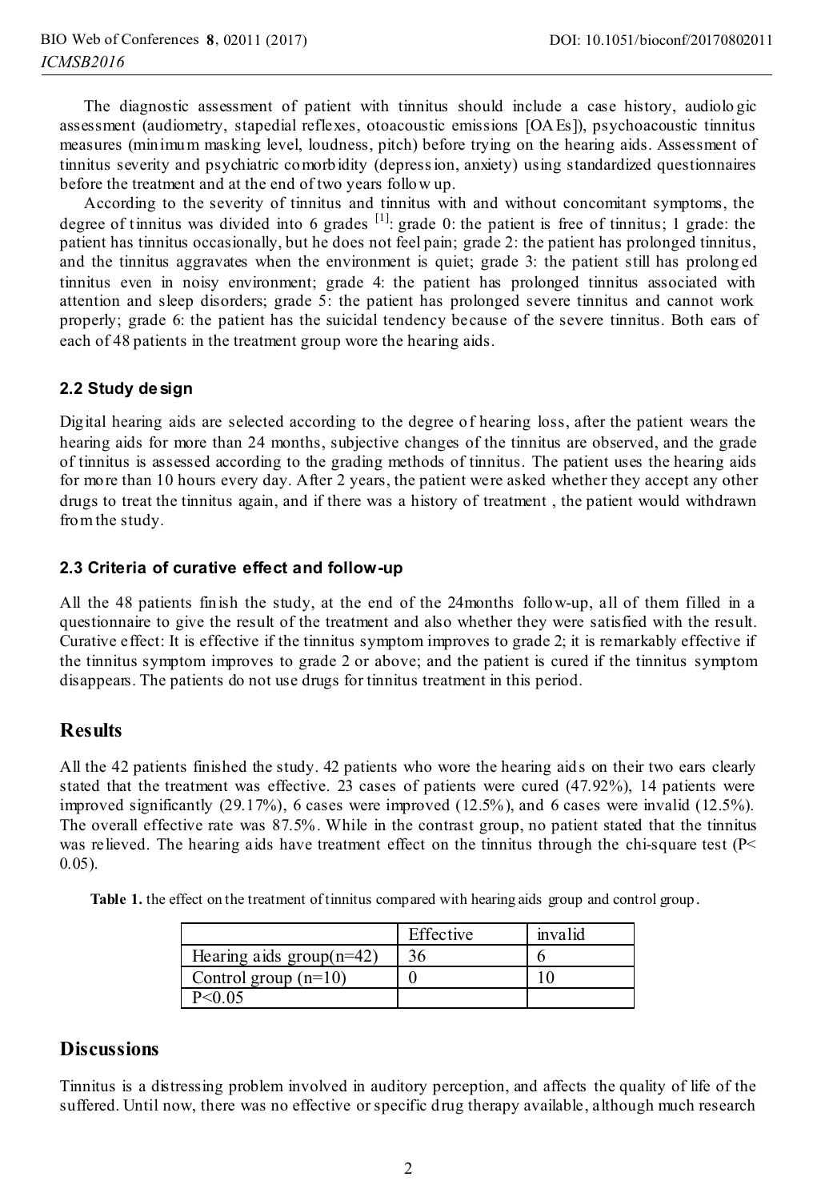The diagnostic assessment of patient with tinnitus should include a case history, audiologic assessment (audiometry, stapedial reflexes, otoacoustic emissions [OAEs]), psychoacoustic tinnitus measures (minimum masking level, loudness, pitch) before trying on the hearing aids. Assessment of tinnitus severity and psychiatric comorbidity (depression, anxiety) using standardized questionnaires before the treatment and at the end of two years follow up.

According to the severity of tinnitus and tinnitus with and without concomitant symptoms, the degree of tinnitus was divided into 6 grades [1]: grade 0: the patient is free of tinnitus; 1 grade: the patient has tinnitus occasionally, but he does not feel pain; grade 2: the patient has prolonged tinnitus, and the tinnitus aggravates when the environment is quiet; grade 3: the patient still has prolonged tinnitus even in noisy environment; grade 4: the patient has prolonged tinnitus associated with attention and sleep disorders; grade 5: the patient has prolonged severe tinnitus and cannot work properly; grade 6: the patient has the suicidal tendency because of the severe tinnitus. Both ears of each of 48 patients in the treatment group wore the hearing aids.

### 2.2 Study design

Digital hearing aids are selected according to the degree of hearing loss, after the patient wears the hearing aids for more than 24 months, subjective changes of the tinnitus are observed, and the grade of tinnitus is assessed according to the grading methods of tinnitus. The patient uses the hearing aids for more than 10 hours every day. After 2 years, the patient were asked whether they accept any other drugs to treat the tinnitus again, and if there was a history of treatment , the patient would withdrawn from the study.

### 2.3 Criteria of curative effect and follow-up

All the 48 patients finish the study, at the end of the 24months follow-up, all of them filled in a questionnaire to give the result of the treatment and also whether they were satisfied with the result. Curative effect: It is effective if the tinnitus symptom improves to grade 2; it is remarkably effective if the tinnitus symptom improves to grade 2 or above; and the patient is cured if the tinnitus symptom disappears. The patients do not use drugs for tinnitus treatment in this period.

## Results

All the 42 patients finished the study. 42 patients who wore the hearing aids on their two ears clearly stated that the treatment was effective. 23 cases of patients were cured (47.92%), 14 patients were improved significantly (29.17%), 6 cases were improved (12.5%), and 6 cases were invalid (12.5%). The overall effective rate was 87.5%. While in the contrast group, no patient stated that the tinnitus was relieved. The hearing aids have treatment effect on the tinnitus through the chi-square test ($P < 0.05$).

**Table 1.** the effect on the treatment of tinnitus compared with hearing aids group and control group.

| | Effective | invalid |
|---|---|---|
| Hearing aids group(n=42) | 36 | 6 |
| Control group (n=10) | 0 | 10 |
| P<0.05 | | |

## Discussions

Tinnitus is a distressing problem involved in auditory perception, and affects the quality of life of the suffered. Until now, there was no effective or specific drug therapy available, although much research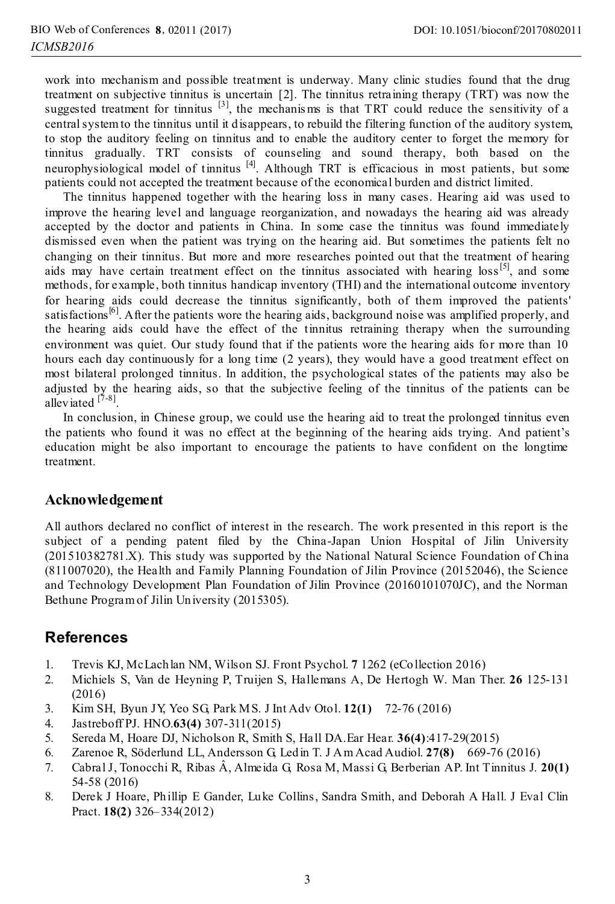work into mechanism and possible treatment is underway. Many clinic studies found that the drug treatment on subjective tinnitus is uncertain [2]. The tinnitus retraining therapy (TRT) was now the suggested treatment for tinnitus [3], the mechanisms is that TRT could reduce the sensitivity of a central system to the tinnitus until it disappears, to rebuild the filtering function of the auditory system, to stop the auditory feeling on tinnitus and to enable the auditory center to forget the memory for tinnitus gradually. TRT consists of counseling and sound therapy, both based on the neurophysiological model of tinnitus [4]. Although TRT is efficacious in most patients, but some patients could not accepted the treatment because of the economical burden and district limited.

The tinnitus happened together with the hearing loss in many cases. Hearing aid was used to improve the hearing level and language reorganization, and nowadays the hearing aid was already accepted by the doctor and patients in China. In some case the tinnitus was found immediately dismissed even when the patient was trying on the hearing aid. But sometimes the patients felt no changing on their tinnitus. But more and more researches pointed out that the treatment of hearing aids may have certain treatment effect on the tinnitus associated with hearing loss[5], and some methods, for example, both tinnitus handicap inventory (THI) and the international outcome inventory for hearing aids could decrease the tinnitus significantly, both of them improved the patients' satisfactions[6]. After the patients wore the hearing aids, background noise was amplified properly, and the hearing aids could have the effect of the tinnitus retraining therapy when the surrounding environment was quiet. Our study found that if the patients wore the hearing aids for more than 10 hours each day continuously for a long time (2 years), they would have a good treatment effect on most bilateral prolonged tinnitus. In addition, the psychological states of the patients may also be adjusted by the hearing aids, so that the subjective feeling of the tinnitus of the patients can be alleviated [7-8].

In conclusion, in Chinese group, we could use the hearing aid to treat the prolonged tinnitus even the patients who found it was no effect at the beginning of the hearing aids trying. And patient's education might be also important to encourage the patients to have confident on the longtime treatment.

## Acknowledgement

All authors declared no conflict of interest in the research. The work presented in this report is the subject of a pending patent filed by the China-Japan Union Hospital of Jilin University (201510382781.X). This study was supported by the National Natural Science Foundation of China (811007020), the Health and Family Planning Foundation of Jilin Province (20152046), the Science and Technology Development Plan Foundation of Jilin Province (20160101070JC), and the Norman Bethune Program of Jilin University (2015305).

## References

1. Trevis KJ, McLachlan NM, Wilson SJ. Front Psychol. **7** 1262 (eCollection 2016)
2. Michiels S, Van de Heyning P, Truijen S, Hallemans A, De Hertogh W. Man Ther. **26** 125-131 (2016)
3. Kim SH, Byun JY, Yeo SG, Park MS. J Int Adv Otol. **12(1)** 72-76 (2016)
4. Jastreboff PJ. HNO.**63(4)** 307-311(2015)
5. Sereda M, Hoare DJ, Nicholson R, Smith S, Hall DA.Ear Hear. **36(4)**:417-29(2015)
6. Zarenoe R, Söderlund LL, Andersson G, Ledin T. J Am Acad Audiol. **27(8)** 669-76 (2016)
7. Cabral J, Tonocchi R, Ribas Â, Almeida G, Rosa M, Massi G, Berberian AP. Int Tinnitus J. **20(1)** 54-58 (2016)
8. Derek J Hoare, Phillip E Gander, Luke Collins, Sandra Smith, and Deborah A Hall. J Eval Clin Pract. **18(2)** 326–334(2012)